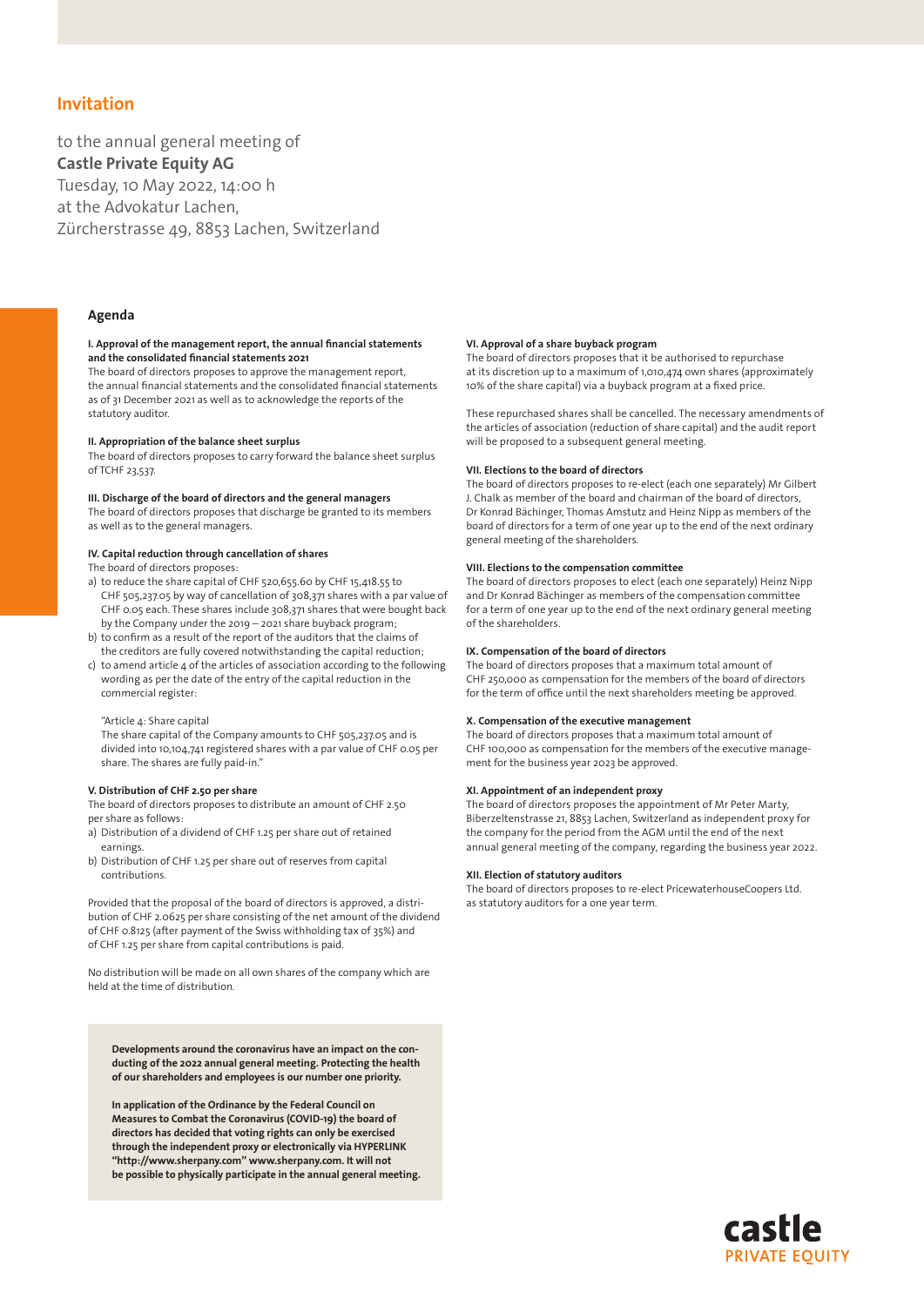# Invitation

to the annual general meeting of
**Castle Private Equity AG**
Tuesday, 10 May 2022, 14:00 h
at the Advokatur Lachen,
Zürcherstrasse 49, 8853 Lachen, Switzerland

## Agenda

**I. Approval of the management report, the annual financial statements and the consolidated financial statements 2021**
The board of directors proposes to approve the management report, the annual financial statements and the consolidated financial statements as of 31 December 2021 as well as to acknowledge the reports of the statutory auditor.

**II. Appropriation of the balance sheet surplus**
The board of directors proposes to carry forward the balance sheet surplus of TCHF 23,537.

**III. Discharge of the board of directors and the general managers**
The board of directors proposes that discharge be granted to its members as well as to the general managers.

**IV. Capital reduction through cancellation of shares**
The board of directors proposes:

a) to reduce the share capital of CHF 520,655.60 by CHF 15,418.55 to CHF 505,237.05 by way of cancellation of 308,371 shares with a par value of CHF 0.05 each. These shares include 308,371 shares that were bought back by the Company under the 2019 – 2021 share buyback program;
b) to confirm as a result of the report of the auditors that the claims of the creditors are fully covered notwithstanding the capital reduction;
c) to amend article 4 of the articles of association according to the following wording as per the date of the entry of the capital reduction in the commercial register:

"Article 4: Share capital
The share capital of the Company amounts to CHF 505,237.05 and is divided into 10,104,741 registered shares with a par value of CHF 0.05 per share. The shares are fully paid-in."

**V. Distribution of CHF 2.50 per share**
The board of directors proposes to distribute an amount of CHF 2.50 per share as follows:

a) Distribution of a dividend of CHF 1.25 per share out of retained earnings.
b) Distribution of CHF 1.25 per share out of reserves from capital contributions.

Provided that the proposal of the board of directors is approved, a distribution of CHF 2.0625 per share consisting of the net amount of the dividend of CHF 0.8125 (after payment of the Swiss withholding tax of 35%) and of CHF 1.25 per share from capital contributions is paid.

No distribution will be made on all own shares of the company which are held at the time of distribution.

**Developments around the coronavirus have an impact on the conducting of the 2022 annual general meeting. Protecting the health of our shareholders and employees is our number one priority.**

**In application of the Ordinance by the Federal Council on Measures to Combat the Coronavirus (COVID-19) the board of directors has decided that voting rights can only be exercised through the independent proxy or electronically via HYPERLINK "http://www.sherpany.com" www.sherpany.com. It will not be possible to physically participate in the annual general meeting.**

**VI. Approval of a share buyback program**
The board of directors proposes that it be authorised to repurchase at its discretion up to a maximum of 1,010,474 own shares (approximately 10% of the share capital) via a buyback program at a fixed price.

These repurchased shares shall be cancelled. The necessary amendments of the articles of association (reduction of share capital) and the audit report will be proposed to a subsequent general meeting.

**VII. Elections to the board of directors**
The board of directors proposes to re-elect (each one separately) Mr Gilbert J. Chalk as member of the board and chairman of the board of directors, Dr Konrad Bächinger, Thomas Amstutz and Heinz Nipp as members of the board of directors for a term of one year up to the end of the next ordinary general meeting of the shareholders.

**VIII. Elections to the compensation committee**
The board of directors proposes to elect (each one separately) Heinz Nipp and Dr Konrad Bächinger as members of the compensation committee for a term of one year up to the end of the next ordinary general meeting of the shareholders.

**IX. Compensation of the board of directors**
The board of directors proposes that a maximum total amount of CHF 250,000 as compensation for the members of the board of directors for the term of office until the next shareholders meeting be approved.

**X. Compensation of the executive management**
The board of directors proposes that a maximum total amount of CHF 100,000 as compensation for the members of the executive management for the business year 2023 be approved.

**XI. Appointment of an independent proxy**
The board of directors proposes the appointment of Mr Peter Marty, Biberzeltenstrasse 21, 8853 Lachen, Switzerland as independent proxy for the company for the period from the AGM until the end of the next annual general meeting of the company, regarding the business year 2022.

**XII. Election of statutory auditors**
The board of directors proposes to re-elect PricewaterhouseCoopers Ltd. as statutory auditors for a one year term.

castle
PRIVATE EQUITY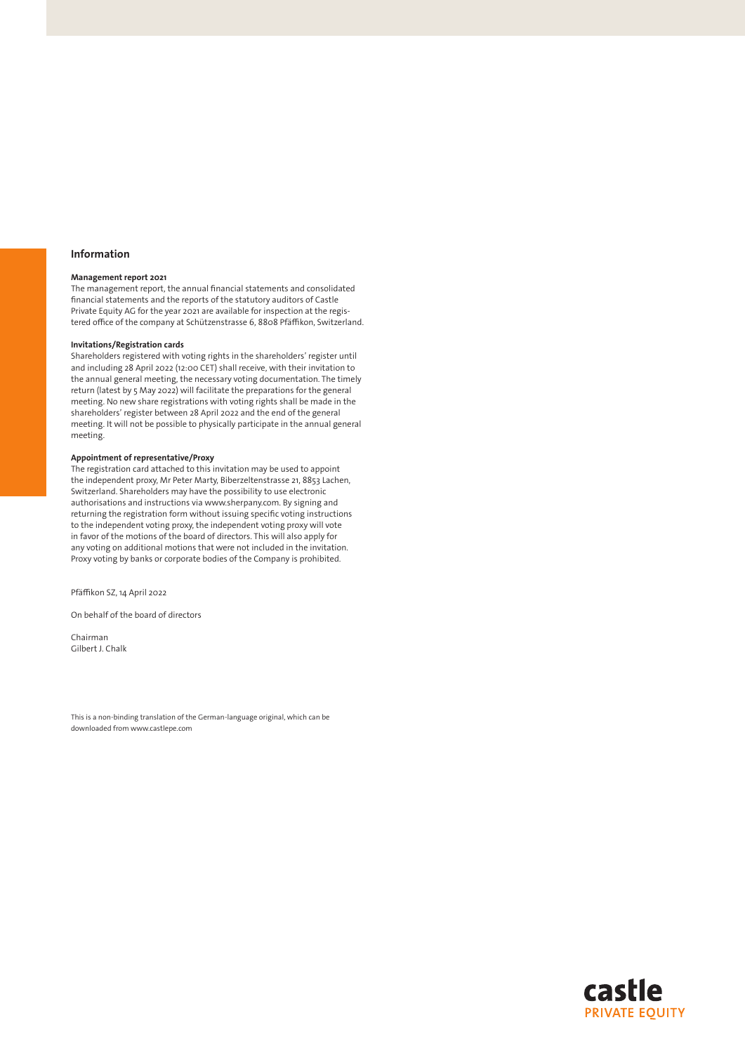## Information

**Management report 2021**

The management report, the annual financial statements and consolidated financial statements and the reports of the statutory auditors of Castle Private Equity AG for the year 2021 are available for inspection at the registered office of the company at Schützenstrasse 6, 8808 Pfäffikon, Switzerland.

**Invitations/Registration cards**

Shareholders registered with voting rights in the shareholders' register until and including 28 April 2022 (12:00 CET) shall receive, with their invitation to the annual general meeting, the necessary voting documentation. The timely return (latest by 5 May 2022) will facilitate the preparations for the general meeting. No new share registrations with voting rights shall be made in the shareholders' register between 28 April 2022 and the end of the general meeting. It will not be possible to physically participate in the annual general meeting.

**Appointment of representative/Proxy**

The registration card attached to this invitation may be used to appoint the independent proxy, Mr Peter Marty, Biberzeltenstrasse 21, 8853 Lachen, Switzerland. Shareholders may have the possibility to use electronic authorisations and instructions via www.sherpany.com. By signing and returning the registration form without issuing specific voting instructions to the independent voting proxy, the independent voting proxy will vote in favor of the motions of the board of directors. This will also apply for any voting on additional motions that were not included in the invitation. Proxy voting by banks or corporate bodies of the Company is prohibited.

Pfäffikon SZ, 14 April 2022

On behalf of the board of directors

Chairman
Gilbert J. Chalk

This is a non-binding translation of the German-language original, which can be downloaded from www.castlepe.com

castle
PRIVATE EQUITY